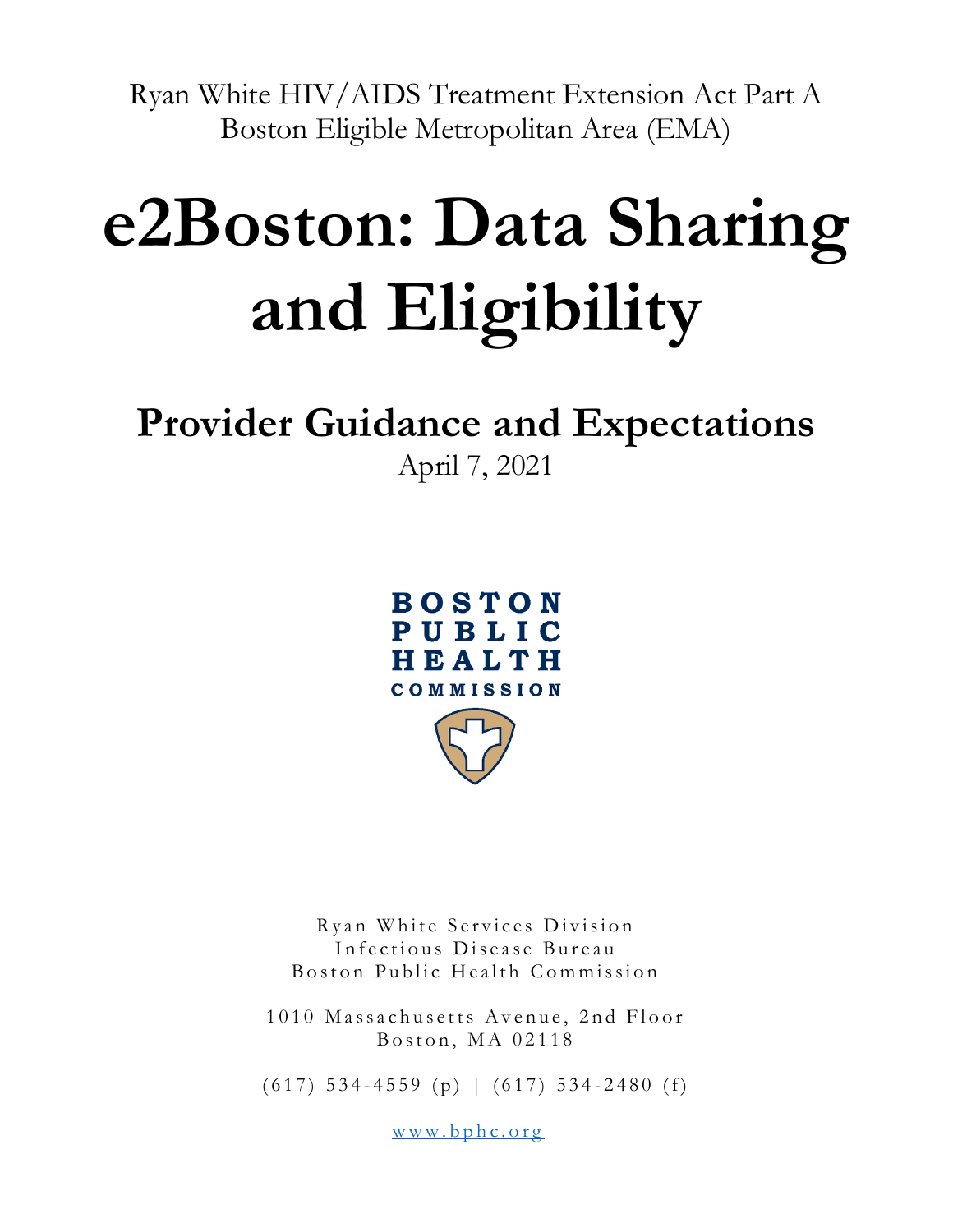Ryan White HIV/AIDS Treatment Extension Act Part A
Boston Eligible Metropolitan Area (EMA)

# e2Boston: Data Sharing and Eligibility

## Provider Guidance and Expectations

April 7, 2021

BOSTON PUBLIC HEALTH COMMISSION

Ryan White Services Division
Infectious Disease Bureau
Boston Public Health Commission

1010 Massachusetts Avenue, 2nd Floor
Boston, MA 02118

(617) 534-4559 (p) | (617) 534-2480 (f)

www.bphc.org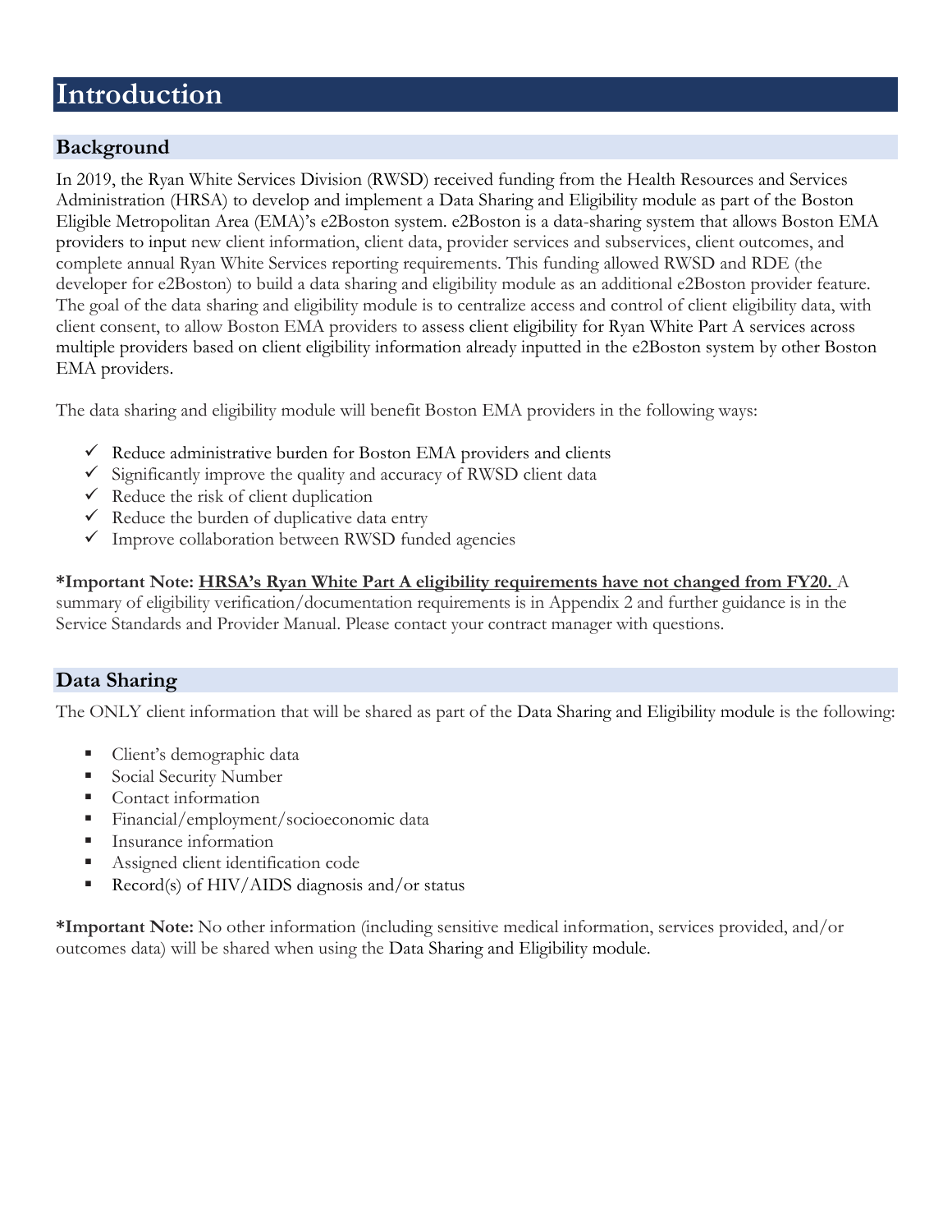# Introduction

## Background

In 2019, the Ryan White Services Division (RWSD) received funding from the Health Resources and Services Administration (HRSA) to develop and implement a Data Sharing and Eligibility module as part of the Boston Eligible Metropolitan Area (EMA)'s e2Boston system. e2Boston is a data-sharing system that allows Boston EMA providers to input new client information, client data, provider services and subservices, client outcomes, and complete annual Ryan White Services reporting requirements. This funding allowed RWSD and RDE (the developer for e2Boston) to build a data sharing and eligibility module as an additional e2Boston provider feature. The goal of the data sharing and eligibility module is to centralize access and control of client eligibility data, with client consent, to allow Boston EMA providers to assess client eligibility for Ryan White Part A services across multiple providers based on client eligibility information already inputted in the e2Boston system by other Boston EMA providers.

The data sharing and eligibility module will benefit Boston EMA providers in the following ways:

- ✓ Reduce administrative burden for Boston EMA providers and clients
- ✓ Significantly improve the quality and accuracy of RWSD client data
- ✓ Reduce the risk of client duplication
- ✓ Reduce the burden of duplicative data entry
- ✓ Improve collaboration between RWSD funded agencies

**\*Important Note: <u>HRSA's Ryan White Part A eligibility requirements have not changed from FY20.</u>** A summary of eligibility verification/documentation requirements is in Appendix 2 and further guidance is in the Service Standards and Provider Manual. Please contact your contract manager with questions.

## Data Sharing

The ONLY client information that will be shared as part of the Data Sharing and Eligibility module is the following:

- Client's demographic data
- Social Security Number
- Contact information
- Financial/employment/socioeconomic data
- Insurance information
- Assigned client identification code
- Record(s) of HIV/AIDS diagnosis and/or status

**\*Important Note:** No other information (including sensitive medical information, services provided, and/or outcomes data) will be shared when using the Data Sharing and Eligibility module.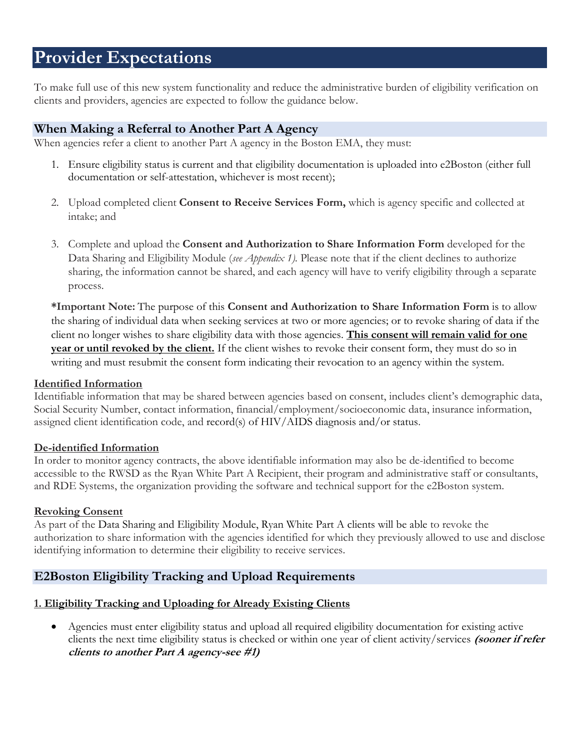# Provider Expectations

To make full use of this new system functionality and reduce the administrative burden of eligibility verification on clients and providers, agencies are expected to follow the guidance below.

## When Making a Referral to Another Part A Agency

When agencies refer a client to another Part A agency in the Boston EMA, they must:

1. Ensure eligibility status is current and that eligibility documentation is uploaded into e2Boston (either full documentation or self-attestation, whichever is most recent);

2. Upload completed client **Consent to Receive Services Form,** which is agency specific and collected at intake; and

3. Complete and upload the **Consent and Authorization to Share Information Form** developed for the Data Sharing and Eligibility Module (*see Appendix 1).* Please note that if the client declines to authorize sharing, the information cannot be shared, and each agency will have to verify eligibility through a separate process.

**\*Important Note:** The purpose of this **Consent and Authorization to Share Information Form** is to allow the sharing of individual data when seeking services at two or more agencies; or to revoke sharing of data if the client no longer wishes to share eligibility data with those agencies. **<u>This consent will remain valid for one year or until revoked by the client.</u>** If the client wishes to revoke their consent form, they must do so in writing and must resubmit the consent form indicating their revocation to an agency within the system.

**<u>Identified Information</u>**
Identifiable information that may be shared between agencies based on consent, includes client's demographic data, Social Security Number, contact information, financial/employment/socioeconomic data, insurance information, assigned client identification code, and record(s) of HIV/AIDS diagnosis and/or status.

**<u>De-identified Information</u>**
In order to monitor agency contracts, the above identifiable information may also be de-identified to become accessible to the RWSD as the Ryan White Part A Recipient, their program and administrative staff or consultants, and RDE Systems, the organization providing the software and technical support for the e2Boston system.

**<u>Revoking Consent</u>**
As part of the Data Sharing and Eligibility Module, Ryan White Part A clients will be able to revoke the authorization to share information with the agencies identified for which they previously allowed to use and disclose identifying information to determine their eligibility to receive services.

## E2Boston Eligibility Tracking and Upload Requirements

**<u>1. Eligibility Tracking and Uploading for Already Existing Clients</u>**

- Agencies must enter eligibility status and upload all required eligibility documentation for existing active clients the next time eligibility status is checked or within one year of client activity/services ***(sooner if refer clients to another Part A agency-see #1)***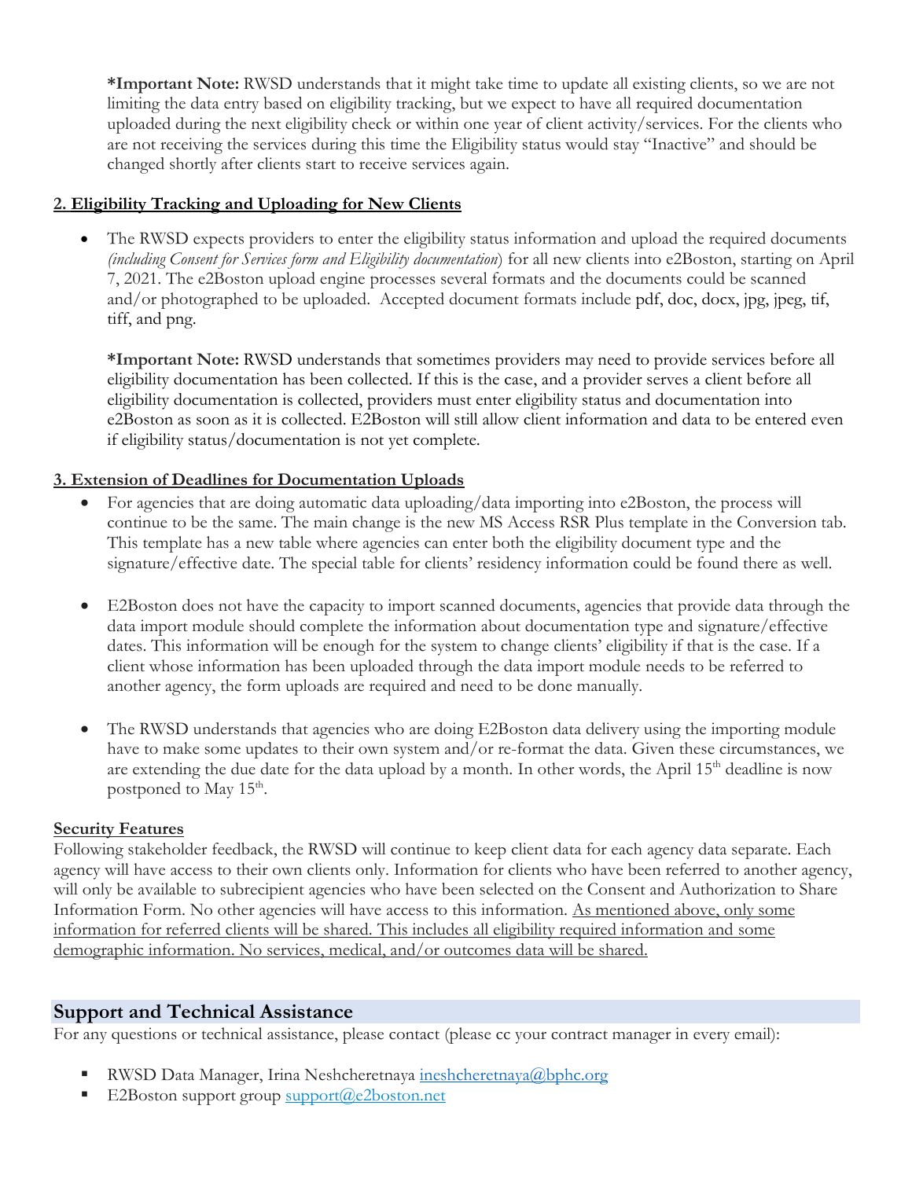**\*Important Note:** RWSD understands that it might take time to update all existing clients, so we are not limiting the data entry based on eligibility tracking, but we expect to have all required documentation uploaded during the next eligibility check or within one year of client activity/services. For the clients who are not receiving the services during this time the Eligibility status would stay "Inactive" and should be changed shortly after clients start to receive services again.

### 2. Eligibility Tracking and Uploading for New Clients

- The RWSD expects providers to enter the eligibility status information and upload the required documents *(including Consent for Services form and Eligibility documentation)* for all new clients into e2Boston, starting on April 7, 2021. The e2Boston upload engine processes several formats and the documents could be scanned and/or photographed to be uploaded. Accepted document formats include pdf, doc, docx, jpg, jpeg, tif, tiff, and png.

  **\*Important Note:** RWSD understands that sometimes providers may need to provide services before all eligibility documentation has been collected. If this is the case, and a provider serves a client before all eligibility documentation is collected, providers must enter eligibility status and documentation into e2Boston as soon as it is collected. E2Boston will still allow client information and data to be entered even if eligibility status/documentation is not yet complete.

### 3. Extension of Deadlines for Documentation Uploads

- For agencies that are doing automatic data uploading/data importing into e2Boston, the process will continue to be the same. The main change is the new MS Access RSR Plus template in the Conversion tab. This template has a new table where agencies can enter both the eligibility document type and the signature/effective date. The special table for clients' residency information could be found there as well.

- E2Boston does not have the capacity to import scanned documents, agencies that provide data through the data import module should complete the information about documentation type and signature/effective dates. This information will be enough for the system to change clients' eligibility if that is the case. If a client whose information has been uploaded through the data import module needs to be referred to another agency, the form uploads are required and need to be done manually.

- The RWSD understands that agencies who are doing E2Boston data delivery using the importing module have to make some updates to their own system and/or re-format the data. Given these circumstances, we are extending the due date for the data upload by a month. In other words, the April 15th deadline is now postponed to May 15th.

### Security Features

Following stakeholder feedback, the RWSD will continue to keep client data for each agency data separate. Each agency will have access to their own clients only. Information for clients who have been referred to another agency, will only be available to subrecipient agencies who have been selected on the Consent and Authorization to Share Information Form. No other agencies will have access to this information. <u>As mentioned above, only some information for referred clients will be shared. This includes all eligibility required information and some demographic information. No services, medical, and/or outcomes data will be shared.</u>

## Support and Technical Assistance

For any questions or technical assistance, please contact (please cc your contract manager in every email):

- RWSD Data Manager, Irina Neshcheretnaya ineshcheretnaya@bphc.org
- E2Boston support group support@e2boston.net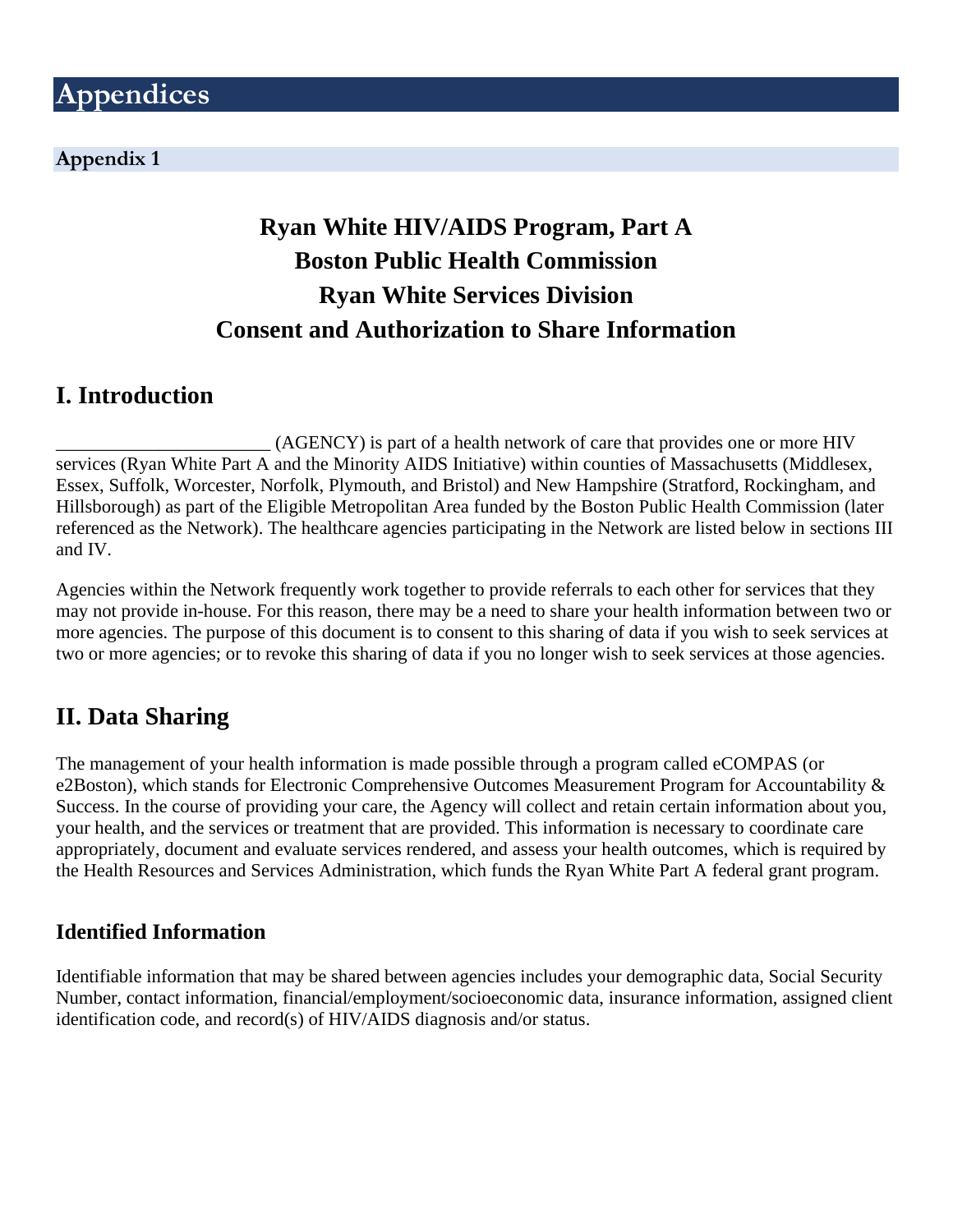# Appendices

## Appendix 1

**Ryan White HIV/AIDS Program, Part A**
**Boston Public Health Commission**
**Ryan White Services Division**
**Consent and Authorization to Share Information**

## I. Introduction

_______________________ (AGENCY) is part of a health network of care that provides one or more HIV services (Ryan White Part A and the Minority AIDS Initiative) within counties of Massachusetts (Middlesex, Essex, Suffolk, Worcester, Norfolk, Plymouth, and Bristol) and New Hampshire (Stratford, Rockingham, and Hillsborough) as part of the Eligible Metropolitan Area funded by the Boston Public Health Commission (later referenced as the Network). The healthcare agencies participating in the Network are listed below in sections III and IV.

Agencies within the Network frequently work together to provide referrals to each other for services that they may not provide in-house. For this reason, there may be a need to share your health information between two or more agencies. The purpose of this document is to consent to this sharing of data if you wish to seek services at two or more agencies; or to revoke this sharing of data if you no longer wish to seek services at those agencies.

## II. Data Sharing

The management of your health information is made possible through a program called eCOMPAS (or e2Boston), which stands for Electronic Comprehensive Outcomes Measurement Program for Accountability & Success. In the course of providing your care, the Agency will collect and retain certain information about you, your health, and the services or treatment that are provided. This information is necessary to coordinate care appropriately, document and evaluate services rendered, and assess your health outcomes, which is required by the Health Resources and Services Administration, which funds the Ryan White Part A federal grant program.

### Identified Information

Identifiable information that may be shared between agencies includes your demographic data, Social Security Number, contact information, financial/employment/socioeconomic data, insurance information, assigned client identification code, and record(s) of HIV/AIDS diagnosis and/or status.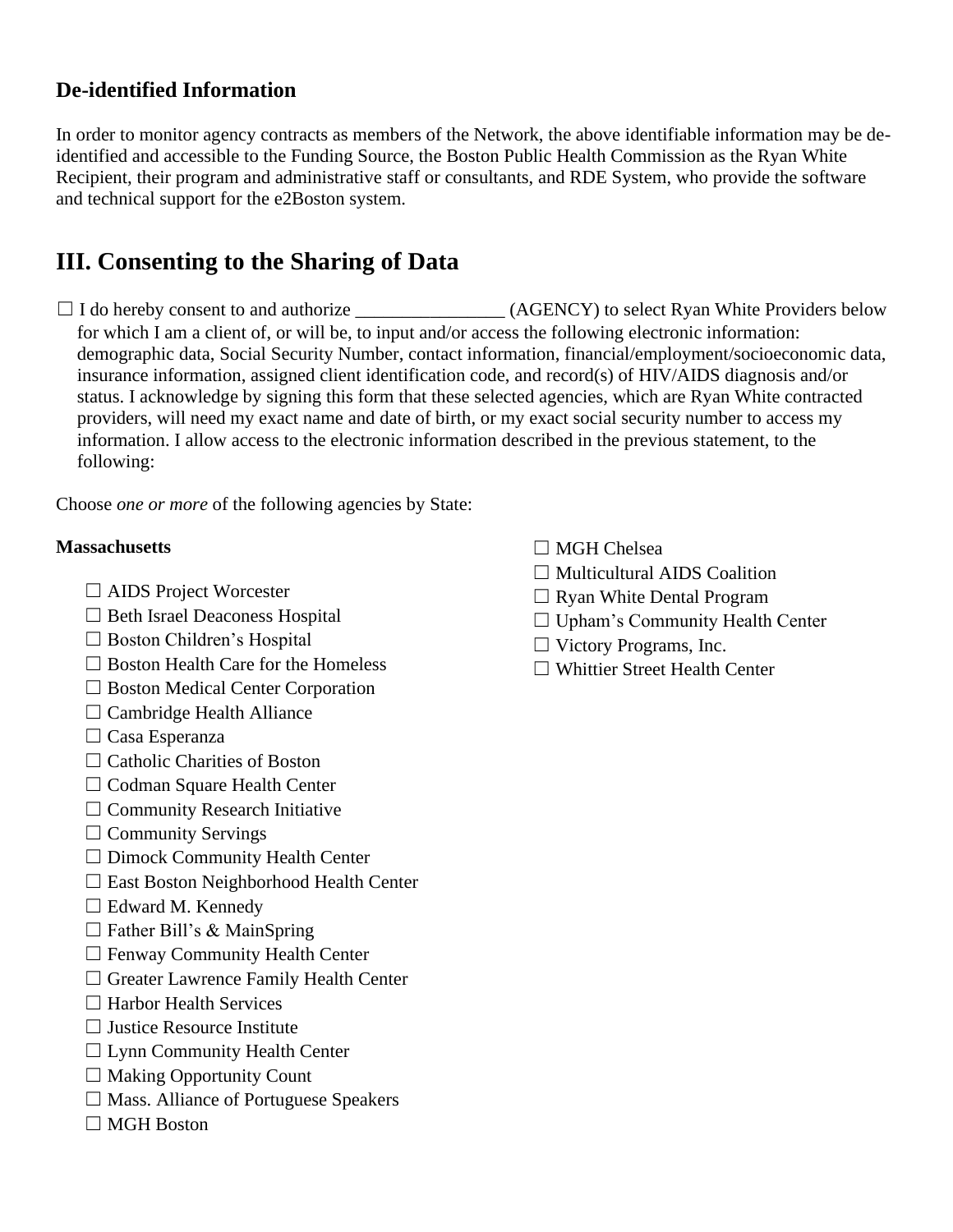### De-identified Information

In order to monitor agency contracts as members of the Network, the above identifiable information may be de-identified and accessible to the Funding Source, the Boston Public Health Commission as the Ryan White Recipient, their program and administrative staff or consultants, and RDE System, who provide the software and technical support for the e2Boston system.

## III. Consenting to the Sharing of Data

☐ I do hereby consent to and authorize ________________ (AGENCY) to select Ryan White Providers below for which I am a client of, or will be, to input and/or access the following electronic information: demographic data, Social Security Number, contact information, financial/employment/socioeconomic data, insurance information, assigned client identification code, and record(s) of HIV/AIDS diagnosis and/or status. I acknowledge by signing this form that these selected agencies, which are Ryan White contracted providers, will need my exact name and date of birth, or my exact social security number to access my information. I allow access to the electronic information described in the previous statement, to the following:

Choose *one or more* of the following agencies by State:

**Massachusetts**

- ☐ AIDS Project Worcester
- ☐ Beth Israel Deaconess Hospital
- ☐ Boston Children's Hospital
- ☐ Boston Health Care for the Homeless
- ☐ Boston Medical Center Corporation
- ☐ Cambridge Health Alliance
- ☐ Casa Esperanza
- ☐ Catholic Charities of Boston
- ☐ Codman Square Health Center
- ☐ Community Research Initiative
- ☐ Community Servings
- ☐ Dimock Community Health Center
- ☐ East Boston Neighborhood Health Center
- ☐ Edward M. Kennedy
- ☐ Father Bill's & MainSpring
- ☐ Fenway Community Health Center
- ☐ Greater Lawrence Family Health Center
- ☐ Harbor Health Services
- ☐ Justice Resource Institute
- ☐ Lynn Community Health Center
- ☐ Making Opportunity Count
- ☐ Mass. Alliance of Portuguese Speakers
- ☐ MGH Boston
- ☐ MGH Chelsea
- ☐ Multicultural AIDS Coalition
- ☐ Ryan White Dental Program
- ☐ Upham's Community Health Center
- ☐ Victory Programs, Inc.
- ☐ Whittier Street Health Center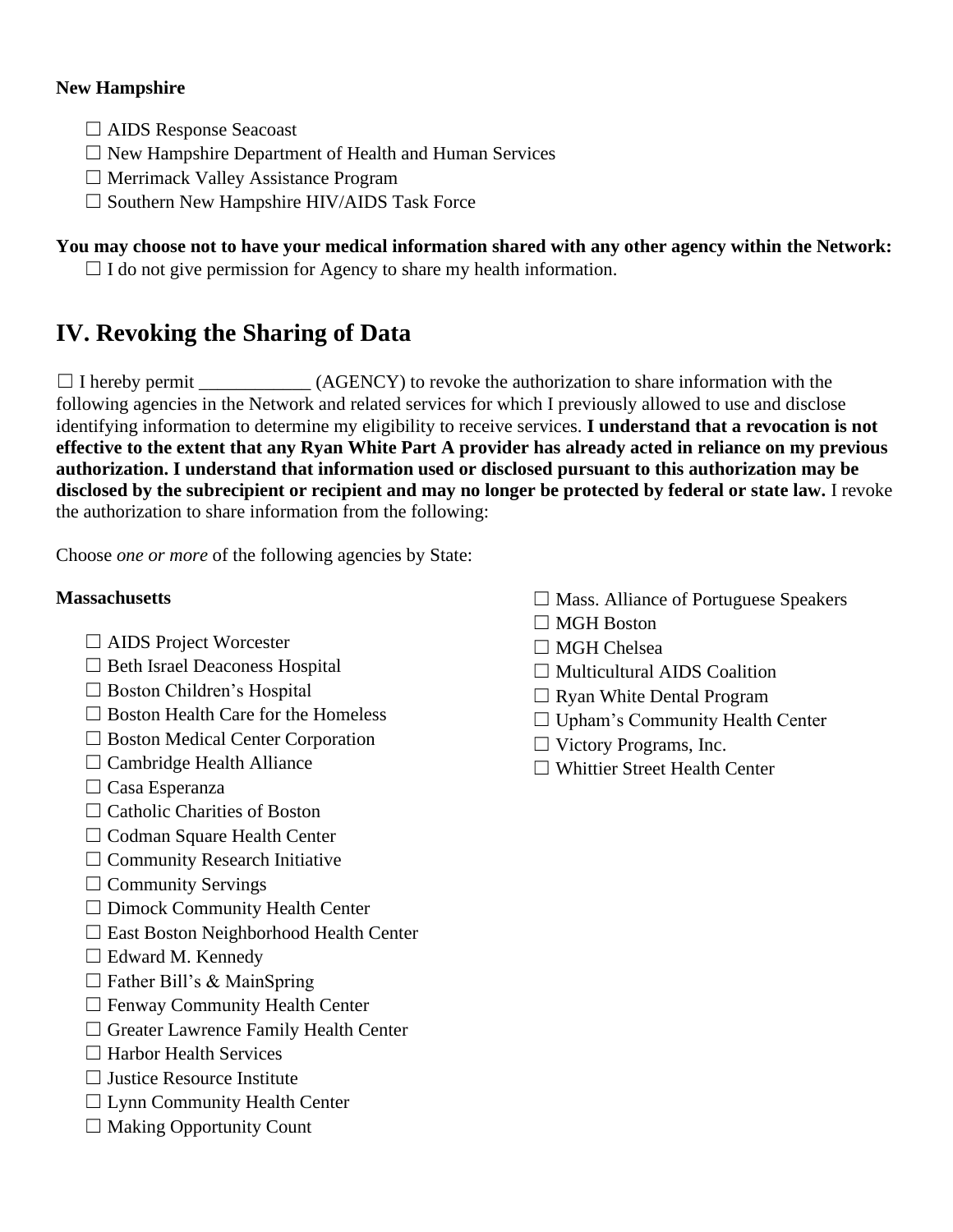**New Hampshire**

- ☐ AIDS Response Seacoast
- ☐ New Hampshire Department of Health and Human Services
- ☐ Merrimack Valley Assistance Program
- ☐ Southern New Hampshire HIV/AIDS Task Force

**You may choose not to have your medical information shared with any other agency within the Network:**

☐ I do not give permission for Agency to share my health information.

## IV. Revoking the Sharing of Data

☐ I hereby permit ____________ (AGENCY) to revoke the authorization to share information with the following agencies in the Network and related services for which I previously allowed to use and disclose identifying information to determine my eligibility to receive services. **I understand that a revocation is not effective to the extent that any Ryan White Part A provider has already acted in reliance on my previous authorization. I understand that information used or disclosed pursuant to this authorization may be disclosed by the subrecipient or recipient and may no longer be protected by federal or state law.** I revoke the authorization to share information from the following:

Choose *one or more* of the following agencies by State:

**Massachusetts**

- ☐ AIDS Project Worcester
- ☐ Beth Israel Deaconess Hospital
- ☐ Boston Children's Hospital
- ☐ Boston Health Care for the Homeless
- ☐ Boston Medical Center Corporation
- ☐ Cambridge Health Alliance
- ☐ Casa Esperanza
- ☐ Catholic Charities of Boston
- ☐ Codman Square Health Center
- ☐ Community Research Initiative
- ☐ Community Servings
- ☐ Dimock Community Health Center
- ☐ East Boston Neighborhood Health Center
- ☐ Edward M. Kennedy
- ☐ Father Bill's & MainSpring
- ☐ Fenway Community Health Center
- ☐ Greater Lawrence Family Health Center
- ☐ Harbor Health Services
- ☐ Justice Resource Institute
- ☐ Lynn Community Health Center
- ☐ Making Opportunity Count
- ☐ Mass. Alliance of Portuguese Speakers
- ☐ MGH Boston
- ☐ MGH Chelsea
- ☐ Multicultural AIDS Coalition
- ☐ Ryan White Dental Program
- ☐ Upham's Community Health Center
- ☐ Victory Programs, Inc.
- ☐ Whittier Street Health Center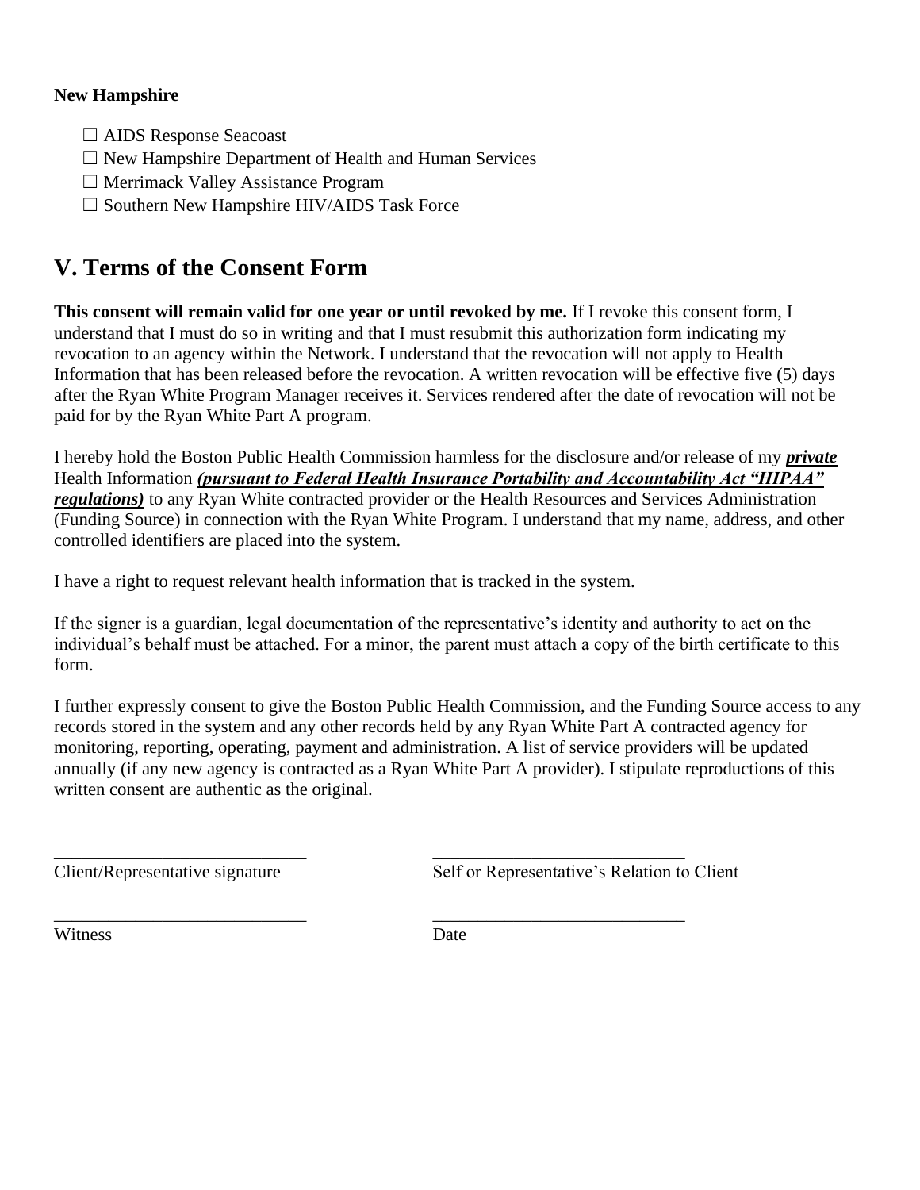**New Hampshire**

☐ AIDS Response Seacoast
☐ New Hampshire Department of Health and Human Services
☐ Merrimack Valley Assistance Program
☐ Southern New Hampshire HIV/AIDS Task Force

## V. Terms of the Consent Form

**This consent will remain valid for one year or until revoked by me.** If I revoke this consent form, I understand that I must do so in writing and that I must resubmit this authorization form indicating my revocation to an agency within the Network. I understand that the revocation will not apply to Health Information that has been released before the revocation. A written revocation will be effective five (5) days after the Ryan White Program Manager receives it. Services rendered after the date of revocation will not be paid for by the Ryan White Part A program.

I hereby hold the Boston Public Health Commission harmless for the disclosure and/or release of my ***private*** Health Information ***(pursuant to Federal Health Insurance Portability and Accountability Act "HIPAA" regulations)*** to any Ryan White contracted provider or the Health Resources and Services Administration (Funding Source) in connection with the Ryan White Program. I understand that my name, address, and other controlled identifiers are placed into the system.

I have a right to request relevant health information that is tracked in the system.

If the signer is a guardian, legal documentation of the representative's identity and authority to act on the individual's behalf must be attached. For a minor, the parent must attach a copy of the birth certificate to this form.

I further expressly consent to give the Boston Public Health Commission, and the Funding Source access to any records stored in the system and any other records held by any Ryan White Part A contracted agency for monitoring, reporting, operating, payment and administration. A list of service providers will be updated annually (if any new agency is contracted as a Ryan White Part A provider). I stipulate reproductions of this written consent are authentic as the original.

\_\_\_\_\_\_\_\_\_\_\_\_\_\_\_\_\_\_\_\_\_\_\_\_\_\_\_\_ Client/Representative signature

\_\_\_\_\_\_\_\_\_\_\_\_\_\_\_\_\_\_\_\_\_\_\_\_\_\_\_\_ Self or Representative's Relation to Client

\_\_\_\_\_\_\_\_\_\_\_\_\_\_\_\_\_\_\_\_\_\_\_\_\_\_\_\_ Witness

\_\_\_\_\_\_\_\_\_\_\_\_\_\_\_\_\_\_\_\_\_\_\_\_\_\_\_\_ Date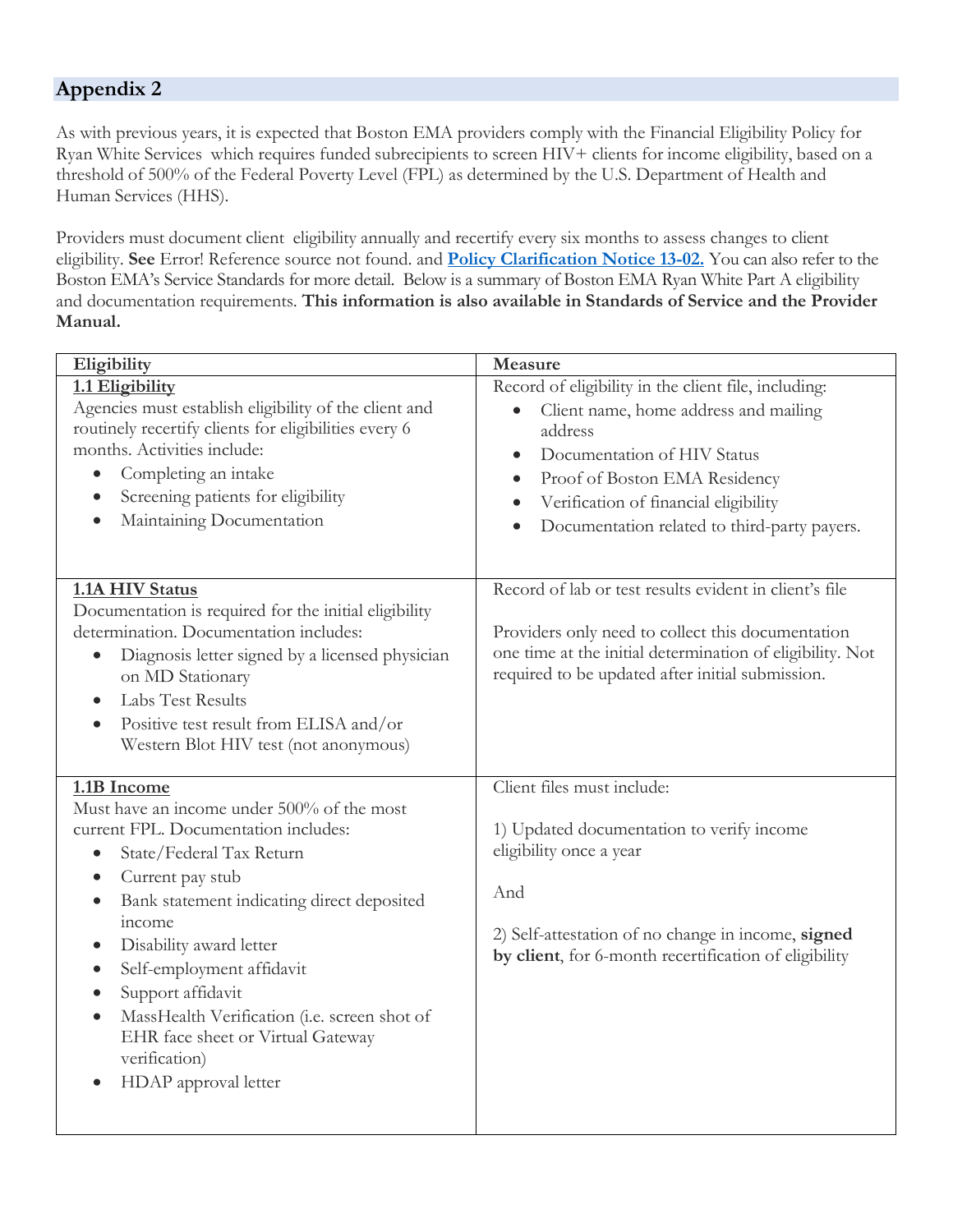## Appendix 2

As with previous years, it is expected that Boston EMA providers comply with the Financial Eligibility Policy for Ryan White Services which requires funded subrecipients to screen HIV+ clients for income eligibility, based on a threshold of 500% of the Federal Poverty Level (FPL) as determined by the U.S. Department of Health and Human Services (HHS).

Providers must document client eligibility annually and recertify every six months to assess changes to client eligibility. **See** Error! Reference source not found. and **[Policy Clarification Notice 13-02.](#)** You can also refer to the Boston EMA's Service Standards for more detail. Below is a summary of Boston EMA Ryan White Part A eligibility and documentation requirements. **This information is also available in Standards of Service and the Provider Manual.**

| Eligibility | Measure |
|---|---|
| **1.1 Eligibility**<br>Agencies must establish eligibility of the client and routinely recertify clients for eligibilities every 6 months. Activities include:<br>• Completing an intake<br>• Screening patients for eligibility<br>• Maintaining Documentation | Record of eligibility in the client file, including:<br>• Client name, home address and mailing address<br>• Documentation of HIV Status<br>• Proof of Boston EMA Residency<br>• Verification of financial eligibility<br>• Documentation related to third-party payers. |
| **1.1A HIV Status**<br>Documentation is required for the initial eligibility determination. Documentation includes:<br>• Diagnosis letter signed by a licensed physician on MD Stationary<br>• Labs Test Results<br>• Positive test result from ELISA and/or Western Blot HIV test (not anonymous) | Record of lab or test results evident in client's file<br><br>Providers only need to collect this documentation one time at the initial determination of eligibility. Not required to be updated after initial submission. |
| **1.1B Income**<br>Must have an income under 500% of the most current FPL. Documentation includes:<br>• State/Federal Tax Return<br>• Current pay stub<br>• Bank statement indicating direct deposited income<br>• Disability award letter<br>• Self-employment affidavit<br>• Support affidavit<br>• MassHealth Verification (i.e. screen shot of EHR face sheet or Virtual Gateway verification)<br>• HDAP approval letter | Client files must include:<br><br>1) Updated documentation to verify income eligibility once a year<br><br>And<br><br>2) Self-attestation of no change in income, **signed by client**, for 6-month recertification of eligibility |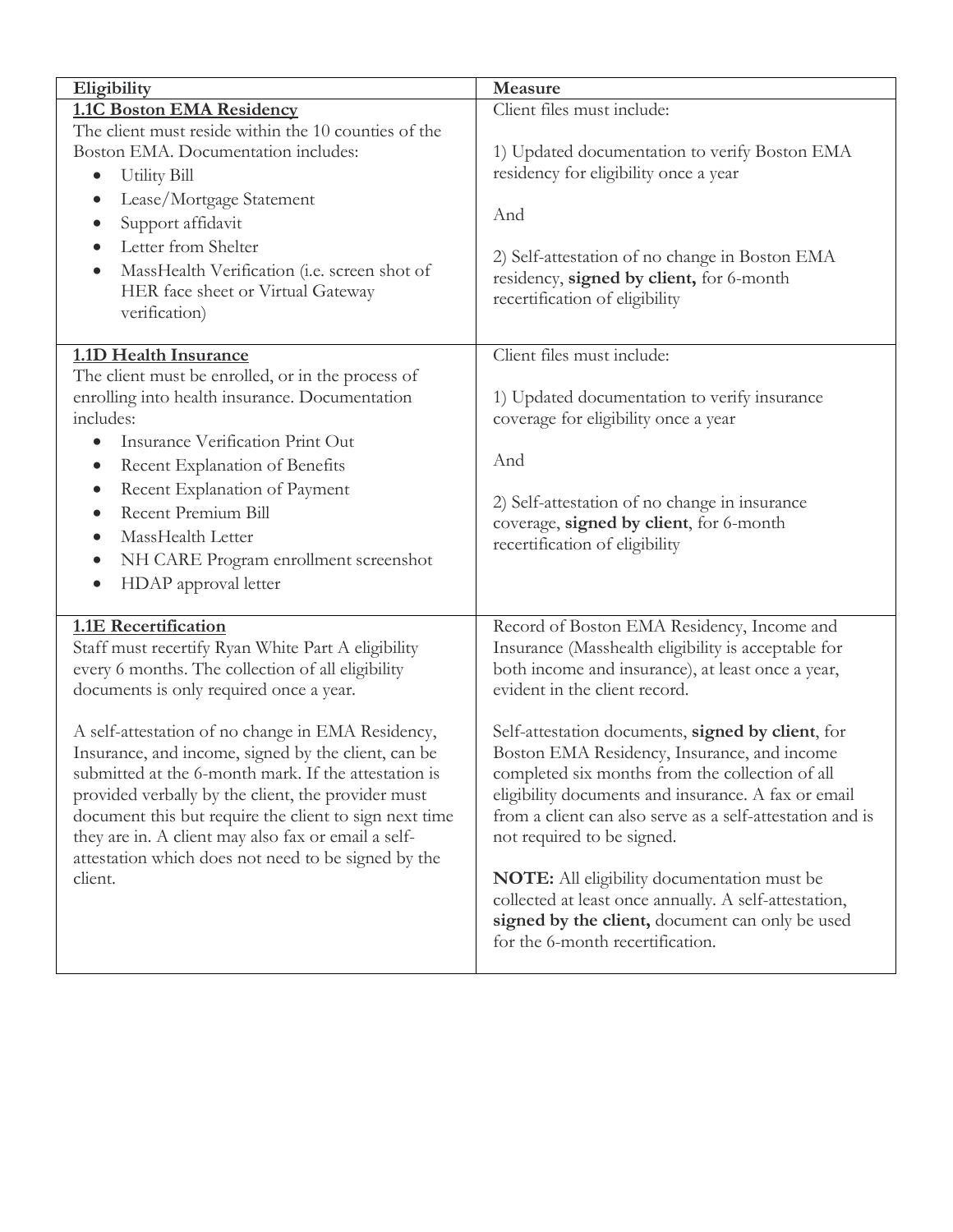| Eligibility | Measure |
|---|---|
| **1.1C Boston EMA Residency**<br>The client must reside within the 10 counties of the Boston EMA. Documentation includes:<br>• Utility Bill<br>• Lease/Mortgage Statement<br>• Support affidavit<br>• Letter from Shelter<br>• MassHealth Verification (i.e. screen shot of HER face sheet or Virtual Gateway verification) | Client files must include:<br><br>1) Updated documentation to verify Boston EMA residency for eligibility once a year<br><br>And<br><br>2) Self-attestation of no change in Boston EMA residency, **signed by client,** for 6-month recertification of eligibility |
| **1.1D Health Insurance**<br>The client must be enrolled, or in the process of enrolling into health insurance. Documentation includes:<br>• Insurance Verification Print Out<br>• Recent Explanation of Benefits<br>• Recent Explanation of Payment<br>• Recent Premium Bill<br>• MassHealth Letter<br>• NH CARE Program enrollment screenshot<br>• HDAP approval letter | Client files must include:<br><br>1) Updated documentation to verify insurance coverage for eligibility once a year<br><br>And<br><br>2) Self-attestation of no change in insurance coverage, **signed by client**, for 6-month recertification of eligibility |
| **1.1E Recertification**<br>Staff must recertify Ryan White Part A eligibility every 6 months. The collection of all eligibility documents is only required once a year.<br><br>A self-attestation of no change in EMA Residency, Insurance, and income, signed by the client, can be submitted at the 6-month mark. If the attestation is provided verbally by the client, the provider must document this but require the client to sign next time they are in. A client may also fax or email a self-attestation which does not need to be signed by the client. | Record of Boston EMA Residency, Income and Insurance (Masshealth eligibility is acceptable for both income and insurance), at least once a year, evident in the client record.<br><br>Self-attestation documents, **signed by client**, for Boston EMA Residency, Insurance, and income completed six months from the collection of all eligibility documents and insurance. A fax or email from a client can also serve as a self-attestation and is not required to be signed.<br><br>**NOTE:** All eligibility documentation must be collected at least once annually. A self-attestation, **signed by the client,** document can only be used for the 6-month recertification. |